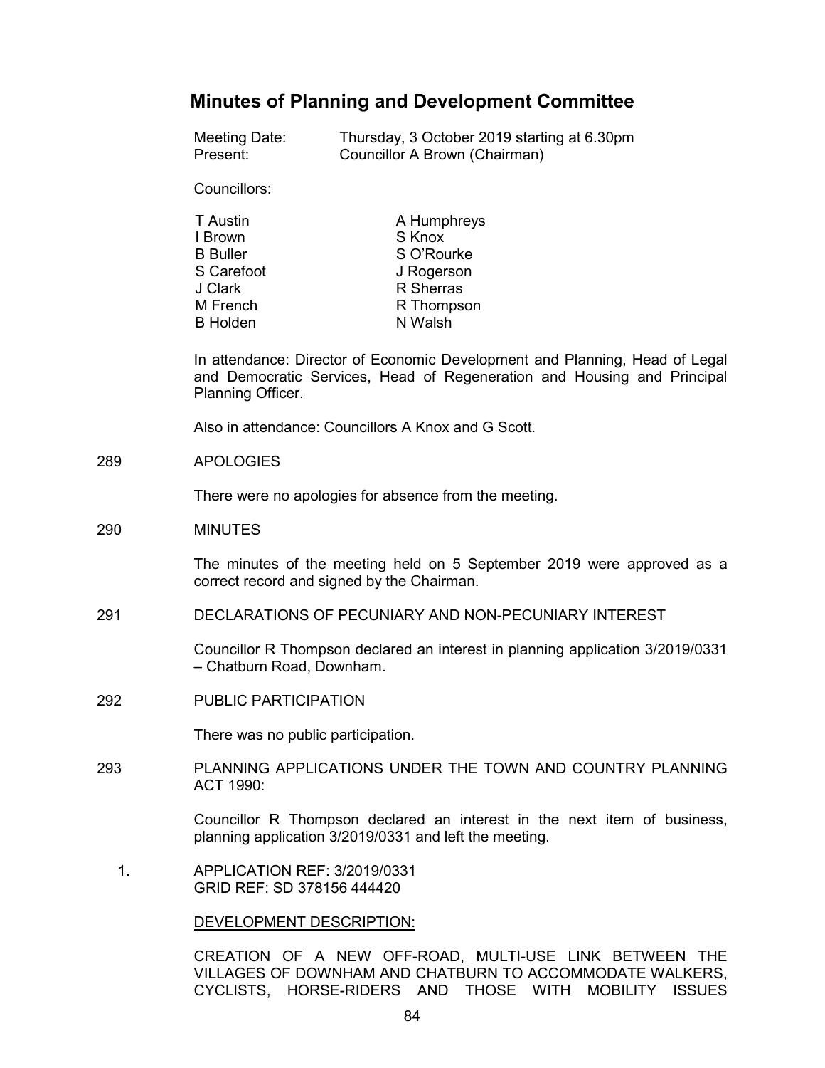# Minutes of Planning and Development Committee

Meeting Date: Thursday, 3 October 2019 starting at 6.30pm
Present: Councillor A Brown (Chairman)

Councillors:

| | |
|---|---|
| T Austin | A Humphreys |
| I Brown | S Knox |
| B Buller | S O'Rourke |
| S Carefoot | J Rogerson |
| J Clark | R Sherras |
| M French | R Thompson |
| B Holden | N Walsh |

In attendance: Director of Economic Development and Planning, Head of Legal and Democratic Services, Head of Regeneration and Housing and Principal Planning Officer.

Also in attendance: Councillors A Knox and G Scott.

289 APOLOGIES

There were no apologies for absence from the meeting.

290 MINUTES

The minutes of the meeting held on 5 September 2019 were approved as a correct record and signed by the Chairman.

291 DECLARATIONS OF PECUNIARY AND NON-PECUNIARY INTEREST

Councillor R Thompson declared an interest in planning application 3/2019/0331 – Chatburn Road, Downham.

292 PUBLIC PARTICIPATION

There was no public participation.

293 PLANNING APPLICATIONS UNDER THE TOWN AND COUNTRY PLANNING ACT 1990:

Councillor R Thompson declared an interest in the next item of business, planning application 3/2019/0331 and left the meeting.

1. APPLICATION REF: 3/2019/0331
   GRID REF: SD 378156 444420

   DEVELOPMENT DESCRIPTION:

   CREATION OF A NEW OFF-ROAD, MULTI-USE LINK BETWEEN THE VILLAGES OF DOWNHAM AND CHATBURN TO ACCOMMODATE WALKERS, CYCLISTS, HORSE-RIDERS AND THOSE WITH MOBILITY ISSUES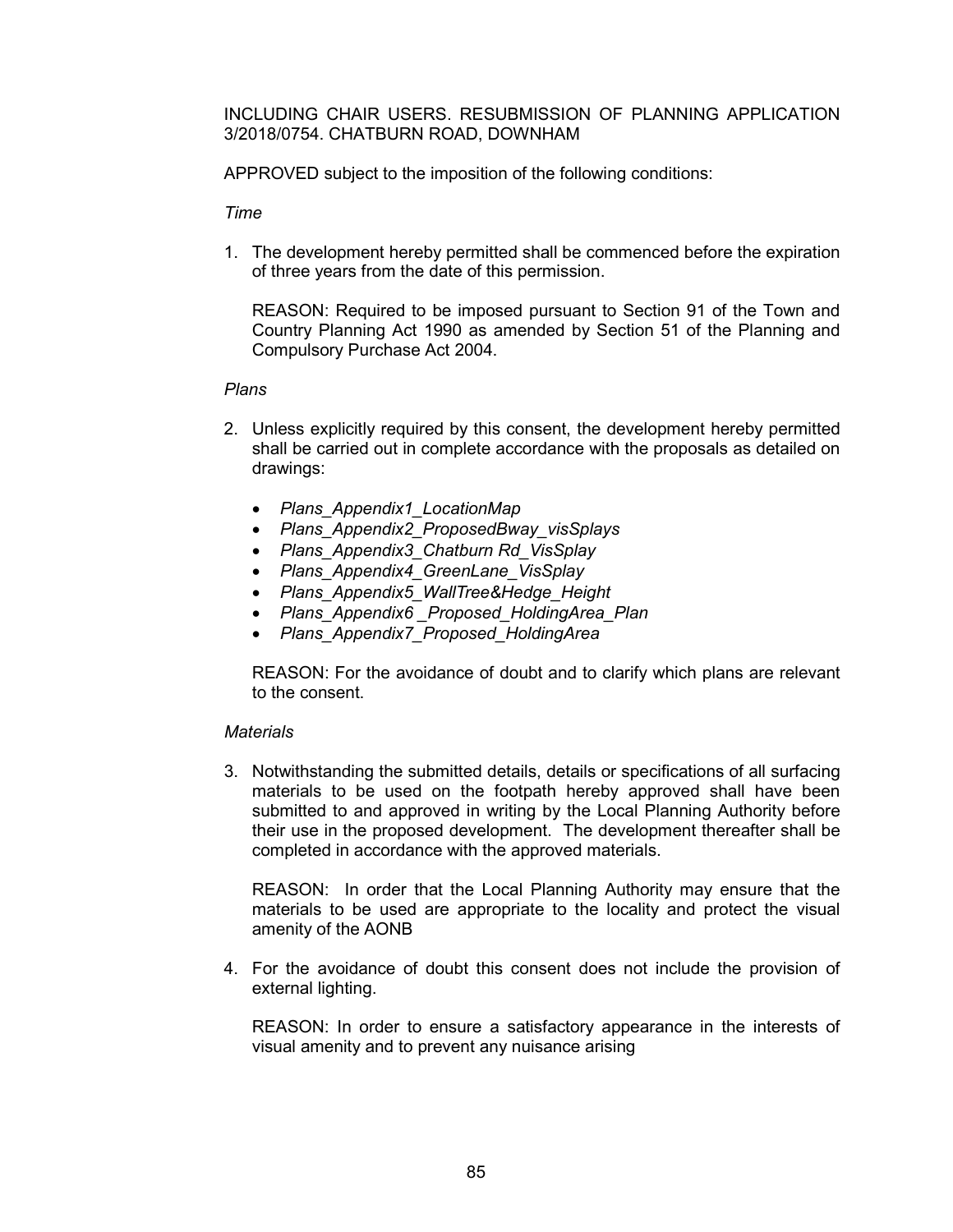INCLUDING CHAIR USERS. RESUBMISSION OF PLANNING APPLICATION 3/2018/0754. CHATBURN ROAD, DOWNHAM

APPROVED subject to the imposition of the following conditions:

*Time*

1. The development hereby permitted shall be commenced before the expiration of three years from the date of this permission.

   REASON: Required to be imposed pursuant to Section 91 of the Town and Country Planning Act 1990 as amended by Section 51 of the Planning and Compulsory Purchase Act 2004.

*Plans*

2. Unless explicitly required by this consent, the development hereby permitted shall be carried out in complete accordance with the proposals as detailed on drawings:

   - *Plans_Appendix1_LocationMap*
   - *Plans_Appendix2_ProposedBway_visSplays*
   - *Plans_Appendix3_Chatburn Rd_VisSplay*
   - *Plans_Appendix4_GreenLane_VisSplay*
   - *Plans_Appendix5_WallTree&Hedge_Height*
   - *Plans_Appendix6 _Proposed_HoldingArea_Plan*
   - *Plans_Appendix7_Proposed_HoldingArea*

   REASON: For the avoidance of doubt and to clarify which plans are relevant to the consent.

*Materials*

3. Notwithstanding the submitted details, details or specifications of all surfacing materials to be used on the footpath hereby approved shall have been submitted to and approved in writing by the Local Planning Authority before their use in the proposed development. The development thereafter shall be completed in accordance with the approved materials.

   REASON: In order that the Local Planning Authority may ensure that the materials to be used are appropriate to the locality and protect the visual amenity of the AONB

4. For the avoidance of doubt this consent does not include the provision of external lighting.

   REASON: In order to ensure a satisfactory appearance in the interests of visual amenity and to prevent any nuisance arising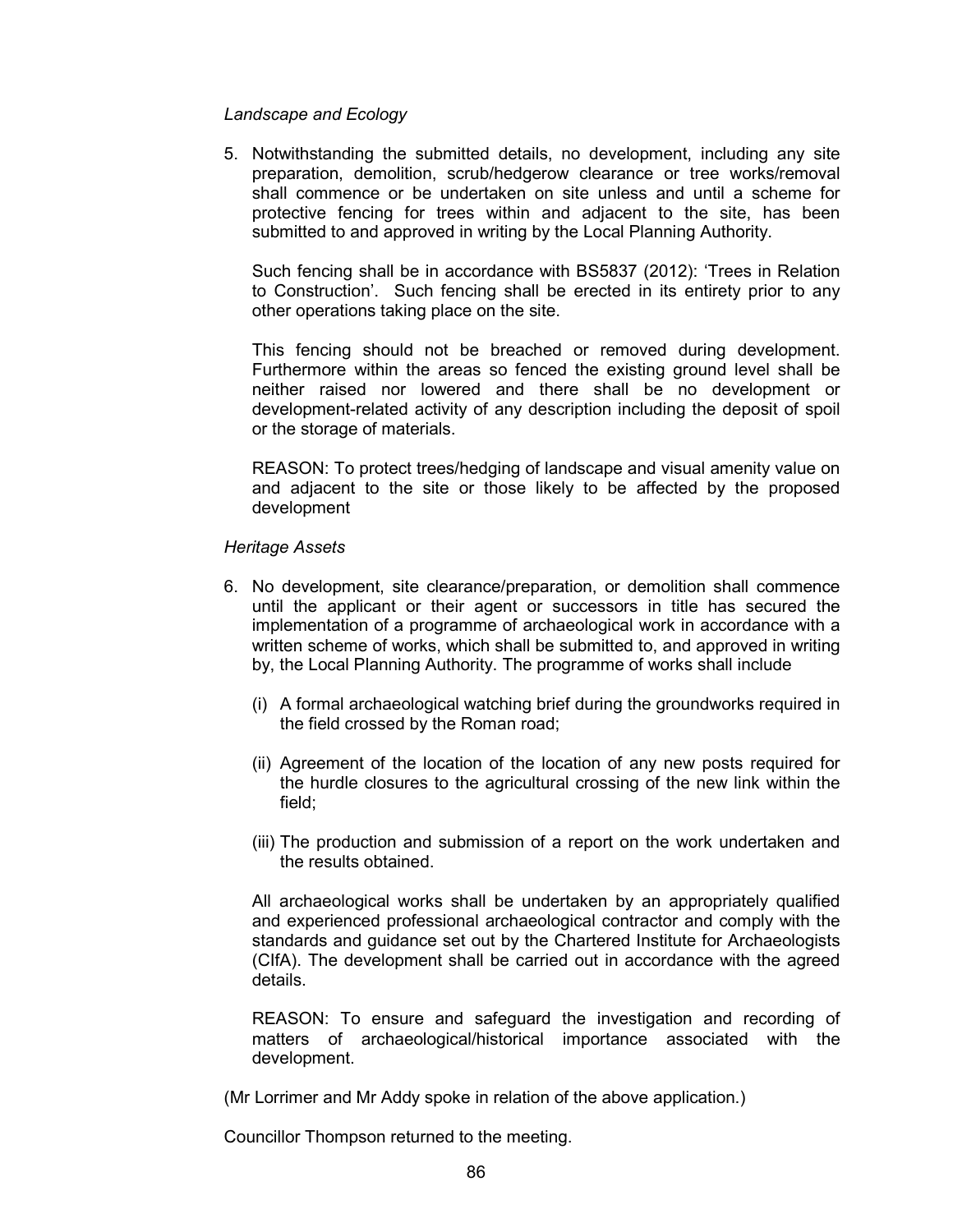*Landscape and Ecology*

5. Notwithstanding the submitted details, no development, including any site preparation, demolition, scrub/hedgerow clearance or tree works/removal shall commence or be undertaken on site unless and until a scheme for protective fencing for trees within and adjacent to the site, has been submitted to and approved in writing by the Local Planning Authority.

   Such fencing shall be in accordance with BS5837 (2012): 'Trees in Relation to Construction'. Such fencing shall be erected in its entirety prior to any other operations taking place on the site.

   This fencing should not be breached or removed during development. Furthermore within the areas so fenced the existing ground level shall be neither raised nor lowered and there shall be no development or development-related activity of any description including the deposit of spoil or the storage of materials.

   REASON: To protect trees/hedging of landscape and visual amenity value on and adjacent to the site or those likely to be affected by the proposed development

*Heritage Assets*

6. No development, site clearance/preparation, or demolition shall commence until the applicant or their agent or successors in title has secured the implementation of a programme of archaeological work in accordance with a written scheme of works, which shall be submitted to, and approved in writing by, the Local Planning Authority. The programme of works shall include

   (i) A formal archaeological watching brief during the groundworks required in the field crossed by the Roman road;

   (ii) Agreement of the location of the location of any new posts required for the hurdle closures to the agricultural crossing of the new link within the field;

   (iii) The production and submission of a report on the work undertaken and the results obtained.

   All archaeological works shall be undertaken by an appropriately qualified and experienced professional archaeological contractor and comply with the standards and guidance set out by the Chartered Institute for Archaeologists (CIfA). The development shall be carried out in accordance with the agreed details.

   REASON: To ensure and safeguard the investigation and recording of matters of archaeological/historical importance associated with the development.

(Mr Lorrimer and Mr Addy spoke in relation of the above application.)

Councillor Thompson returned to the meeting.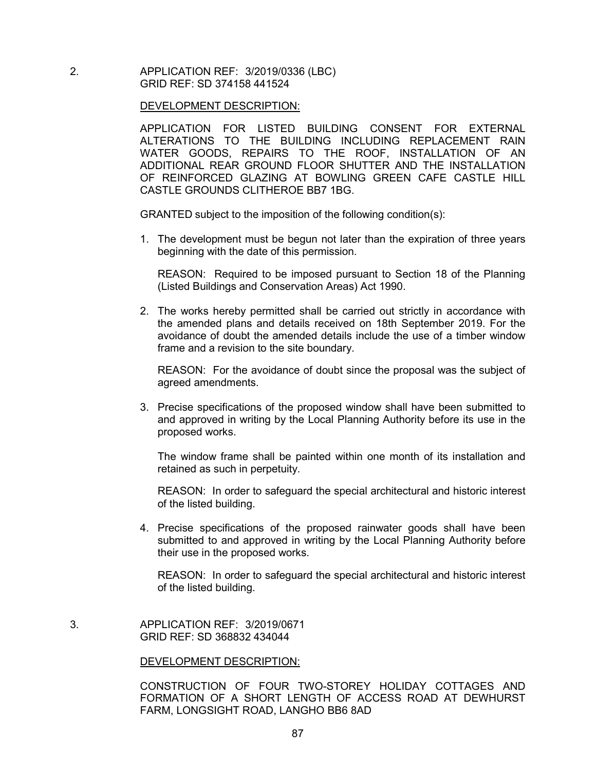2. APPLICATION REF: 3/2019/0336 (LBC)
GRID REF: SD 374158 441524

DEVELOPMENT DESCRIPTION:

APPLICATION FOR LISTED BUILDING CONSENT FOR EXTERNAL ALTERATIONS TO THE BUILDING INCLUDING REPLACEMENT RAIN WATER GOODS, REPAIRS TO THE ROOF, INSTALLATION OF AN ADDITIONAL REAR GROUND FLOOR SHUTTER AND THE INSTALLATION OF REINFORCED GLAZING AT BOWLING GREEN CAFE CASTLE HILL CASTLE GROUNDS CLITHEROE BB7 1BG.

GRANTED subject to the imposition of the following condition(s):

1. The development must be begun not later than the expiration of three years beginning with the date of this permission.

   REASON: Required to be imposed pursuant to Section 18 of the Planning (Listed Buildings and Conservation Areas) Act 1990.

2. The works hereby permitted shall be carried out strictly in accordance with the amended plans and details received on 18th September 2019. For the avoidance of doubt the amended details include the use of a timber window frame and a revision to the site boundary.

   REASON: For the avoidance of doubt since the proposal was the subject of agreed amendments.

3. Precise specifications of the proposed window shall have been submitted to and approved in writing by the Local Planning Authority before its use in the proposed works.

   The window frame shall be painted within one month of its installation and retained as such in perpetuity.

   REASON: In order to safeguard the special architectural and historic interest of the listed building.

4. Precise specifications of the proposed rainwater goods shall have been submitted to and approved in writing by the Local Planning Authority before their use in the proposed works.

   REASON: In order to safeguard the special architectural and historic interest of the listed building.

3. APPLICATION REF: 3/2019/0671
GRID REF: SD 368832 434044

DEVELOPMENT DESCRIPTION:

CONSTRUCTION OF FOUR TWO-STOREY HOLIDAY COTTAGES AND FORMATION OF A SHORT LENGTH OF ACCESS ROAD AT DEWHURST FARM, LONGSIGHT ROAD, LANGHO BB6 8AD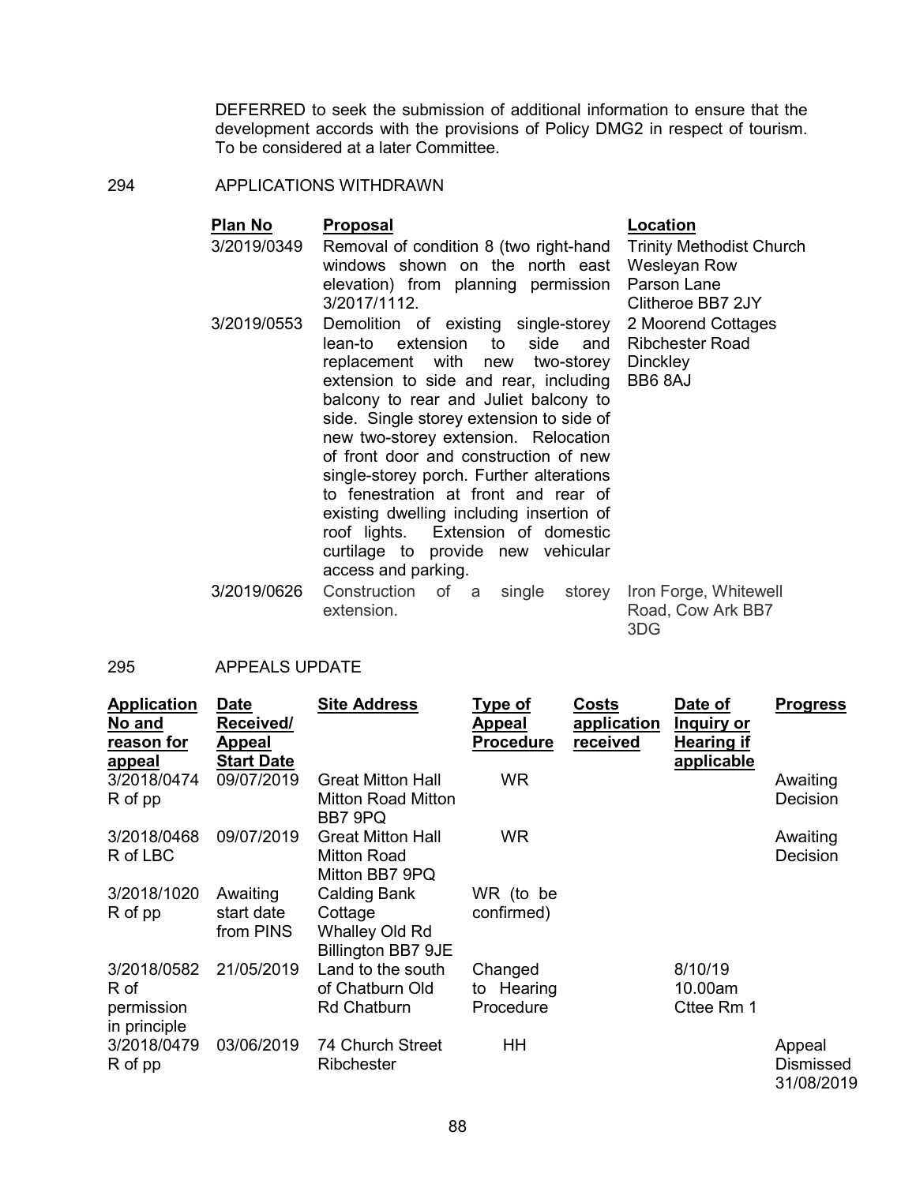DEFERRED to seek the submission of additional information to ensure that the development accords with the provisions of Policy DMG2 in respect of tourism. To be considered at a later Committee.

294 APPLICATIONS WITHDRAWN

| Plan No | Proposal | Location |
|---|---|---|
| 3/2019/0349 | Removal of condition 8 (two right-hand windows shown on the north east elevation) from planning permission 3/2017/1112. | Trinity Methodist Church Wesleyan Row Parson Lane Clitheroe BB7 2JY |
| 3/2019/0553 | Demolition of existing single-storey lean-to extension to side and replacement with new two-storey extension to side and rear, including balcony to rear and Juliet balcony to side. Single storey extension to side of new two-storey extension. Relocation of front door and construction of new single-storey porch. Further alterations to fenestration at front and rear of existing dwelling including insertion of roof lights. Extension of domestic curtilage to provide new vehicular access and parking. | 2 Moorend Cottages Ribchester Road Dinckley BB6 8AJ |
| 3/2019/0626 | Construction of a single storey extension. | Iron Forge, Whitewell Road, Cow Ark BB7 3DG |

295 APPEALS UPDATE

| Application No and reason for appeal | Date Received/ Appeal Start Date | Site Address | Type of Appeal Procedure | Costs application received | Date of Inquiry or Hearing if applicable | Progress |
|---|---|---|---|---|---|---|
| 3/2018/0474 R of pp | 09/07/2019 | Great Mitton Hall Mitton Road Mitton BB7 9PQ | WR | | | Awaiting Decision |
| 3/2018/0468 R of LBC | 09/07/2019 | Great Mitton Hall Mitton Road Mitton BB7 9PQ | WR | | | Awaiting Decision |
| 3/2018/1020 R of pp | Awaiting start date from PINS | Calding Bank Cottage Whalley Old Rd Billington BB7 9JE | WR (to be confirmed) | | | |
| 3/2018/0582 R of permission in principle | 21/05/2019 | Land to the south of Chatburn Old Rd Chatburn | Changed to Hearing Procedure | | 8/10/19 10.00am Cttee Rm 1 | |
| 3/2018/0479 R of pp | 03/06/2019 | 74 Church Street Ribchester | HH | | | Appeal Dismissed 31/08/2019 |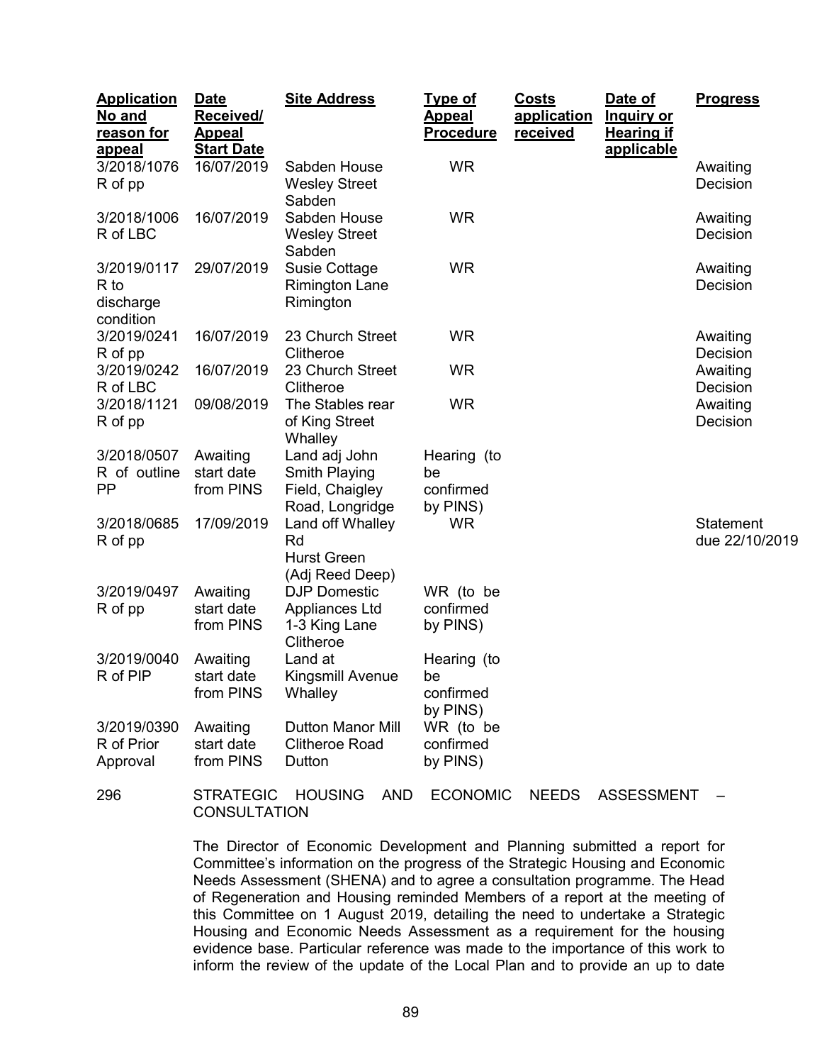| Application No and reason for appeal | Date Received/ Appeal Start Date | Site Address | Type of Appeal Procedure | Costs application received | Date of Inquiry or Hearing if applicable | Progress |
|---|---|---|---|---|---|---|
| 3/2018/1076 R of pp | 16/07/2019 | Sabden House Wesley Street Sabden | WR | | | Awaiting Decision |
| 3/2018/1006 R of LBC | 16/07/2019 | Sabden House Wesley Street Sabden | WR | | | Awaiting Decision |
| 3/2019/0117 R to discharge condition | 29/07/2019 | Susie Cottage Rimington Lane Rimington | WR | | | Awaiting Decision |
| 3/2019/0241 R of pp | 16/07/2019 | 23 Church Street Clitheroe | WR | | | Awaiting Decision |
| 3/2019/0242 R of LBC | 16/07/2019 | 23 Church Street Clitheroe | WR | | | Awaiting Decision |
| 3/2018/1121 R of pp | 09/08/2019 | The Stables rear of King Street Whalley | WR | | | Awaiting Decision |
| 3/2018/0507 R of outline PP | Awaiting start date from PINS | Land adj John Smith Playing Field, Chaigley Road, Longridge | Hearing (to be confirmed by PINS) | | | |
| 3/2018/0685 R of pp | 17/09/2019 | Land off Whalley Rd Hurst Green (Adj Reed Deep) | WR | | | Statement due 22/10/2019 |
| 3/2019/0497 R of pp | Awaiting start date from PINS | DJP Domestic Appliances Ltd 1-3 King Lane Clitheroe | WR (to be confirmed by PINS) | | | |
| 3/2019/0040 R of PIP | Awaiting start date from PINS | Land at Kingsmill Avenue Whalley | Hearing (to be confirmed by PINS) | | | |
| 3/2019/0390 R of Prior Approval | Awaiting start date from PINS | Dutton Manor Mill Clitheroe Road Dutton | WR (to be confirmed by PINS) | | | |

296 STRATEGIC HOUSING AND ECONOMIC NEEDS ASSESSMENT – CONSULTATION

The Director of Economic Development and Planning submitted a report for Committee's information on the progress of the Strategic Housing and Economic Needs Assessment (SHENA) and to agree a consultation programme. The Head of Regeneration and Housing reminded Members of a report at the meeting of this Committee on 1 August 2019, detailing the need to undertake a Strategic Housing and Economic Needs Assessment as a requirement for the housing evidence base. Particular reference was made to the importance of this work to inform the review of the update of the Local Plan and to provide an up to date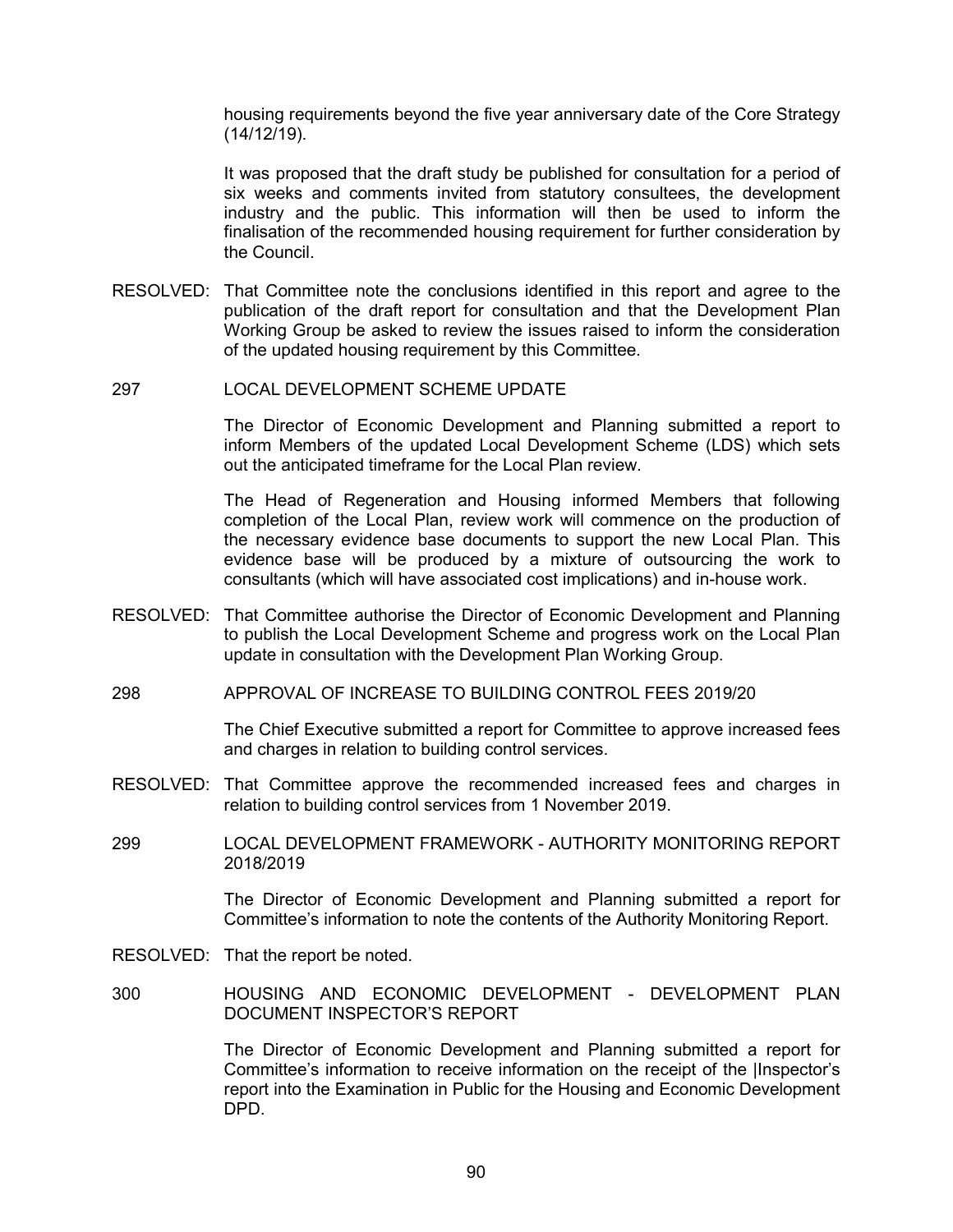housing requirements beyond the five year anniversary date of the Core Strategy (14/12/19).

It was proposed that the draft study be published for consultation for a period of six weeks and comments invited from statutory consultees, the development industry and the public. This information will then be used to inform the finalisation of the recommended housing requirement for further consideration by the Council.

RESOLVED: That Committee note the conclusions identified in this report and agree to the publication of the draft report for consultation and that the Development Plan Working Group be asked to review the issues raised to inform the consideration of the updated housing requirement by this Committee.

297 LOCAL DEVELOPMENT SCHEME UPDATE

The Director of Economic Development and Planning submitted a report to inform Members of the updated Local Development Scheme (LDS) which sets out the anticipated timeframe for the Local Plan review.

The Head of Regeneration and Housing informed Members that following completion of the Local Plan, review work will commence on the production of the necessary evidence base documents to support the new Local Plan. This evidence base will be produced by a mixture of outsourcing the work to consultants (which will have associated cost implications) and in-house work.

RESOLVED: That Committee authorise the Director of Economic Development and Planning to publish the Local Development Scheme and progress work on the Local Plan update in consultation with the Development Plan Working Group.

298 APPROVAL OF INCREASE TO BUILDING CONTROL FEES 2019/20

The Chief Executive submitted a report for Committee to approve increased fees and charges in relation to building control services.

RESOLVED: That Committee approve the recommended increased fees and charges in relation to building control services from 1 November 2019.

299 LOCAL DEVELOPMENT FRAMEWORK - AUTHORITY MONITORING REPORT 2018/2019

The Director of Economic Development and Planning submitted a report for Committee's information to note the contents of the Authority Monitoring Report.

RESOLVED: That the report be noted.

300 HOUSING AND ECONOMIC DEVELOPMENT - DEVELOPMENT PLAN DOCUMENT INSPECTOR'S REPORT

The Director of Economic Development and Planning submitted a report for Committee's information to receive information on the receipt of the |Inspector's report into the Examination in Public for the Housing and Economic Development DPD.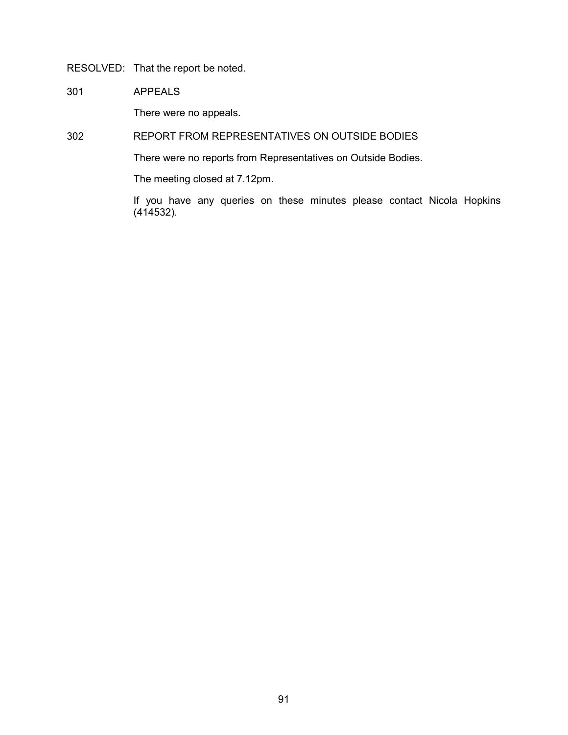RESOLVED: That the report be noted.

301 APPEALS

There were no appeals.

302 REPORT FROM REPRESENTATIVES ON OUTSIDE BODIES

There were no reports from Representatives on Outside Bodies.

The meeting closed at 7.12pm.

If you have any queries on these minutes please contact Nicola Hopkins (414532).